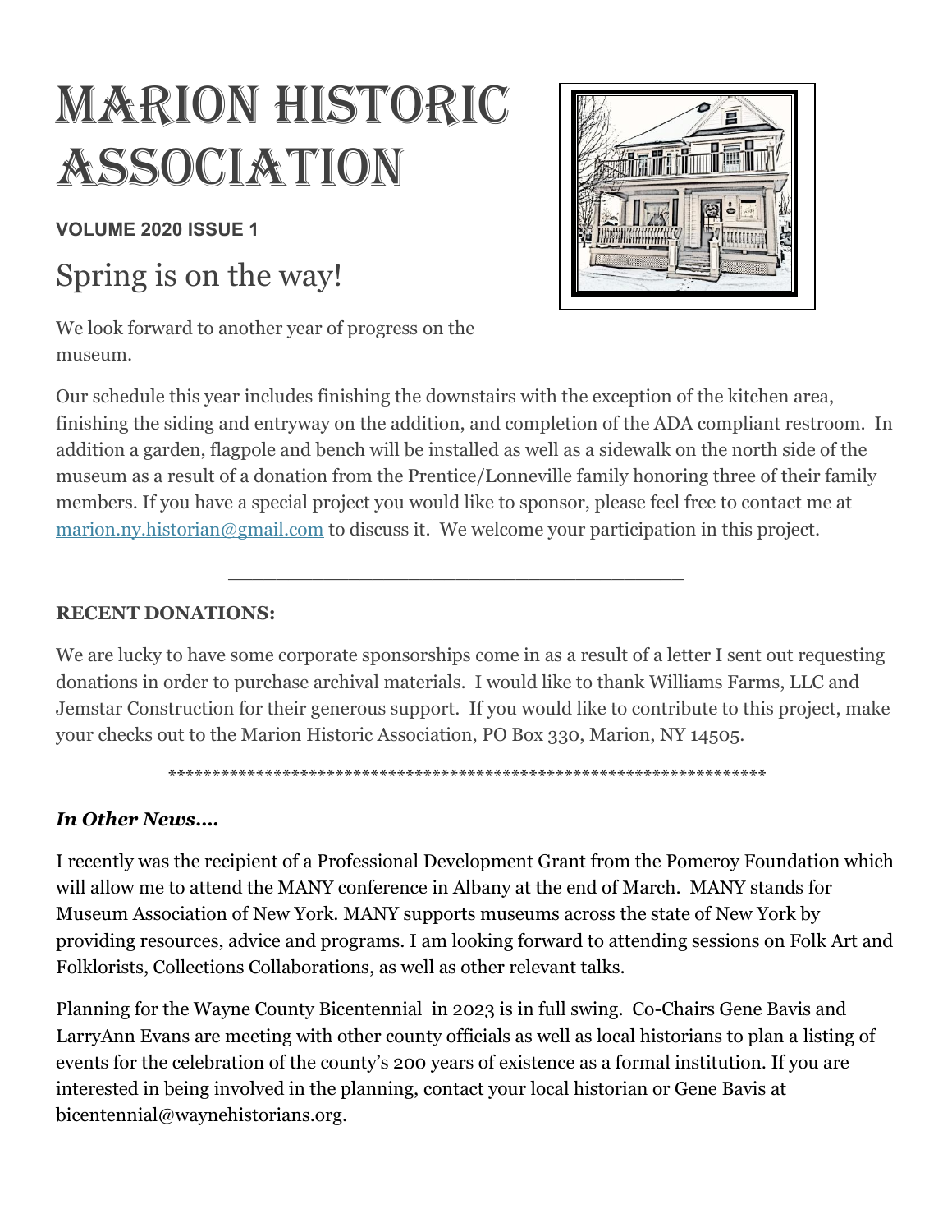# Marion Historic Association

**VOLUME 2020 ISSUE 1**

## Spring is on the way!

We look forward to another year of progress on the museum.

Our schedule this year includes finishing the downstairs with the exception of the kitchen area, finishing the siding and entryway on the addition, and completion of the ADA compliant restroom. In addition a garden, flagpole and bench will be installed as well as a sidewalk on the north side of the museum as a result of a donation from the Prentice/Lonneville family honoring three of their family members. If you have a special project you would like to sponsor, please feel free to contact me at marion.ny.historian@gmail.com to discuss it. We welcome your participation in this project.

---

**RECENT DONATIONS:**

We are lucky to have some corporate sponsorships come in as a result of a letter I sent out requesting donations in order to purchase archival materials. I would like to thank Williams Farms, LLC and Jemstar Construction for their generous support. If you would like to contribute to this project, make your checks out to the Marion Historic Association, PO Box 330, Marion, NY 14505.

***********************************************************************

***In Other News….***

I recently was the recipient of a Professional Development Grant from the Pomeroy Foundation which will allow me to attend the MANY conference in Albany at the end of March. MANY stands for Museum Association of New York. MANY supports museums across the state of New York by providing resources, advice and programs. I am looking forward to attending sessions on Folk Art and Folklorists, Collections Collaborations, as well as other relevant talks.

Planning for the Wayne County Bicentennial in 2023 is in full swing. Co-Chairs Gene Bavis and LarryAnn Evans are meeting with other county officials as well as local historians to plan a listing of events for the celebration of the county's 200 years of existence as a formal institution. If you are interested in being involved in the planning, contact your local historian or Gene Bavis at bicentennial@waynehistorians.org.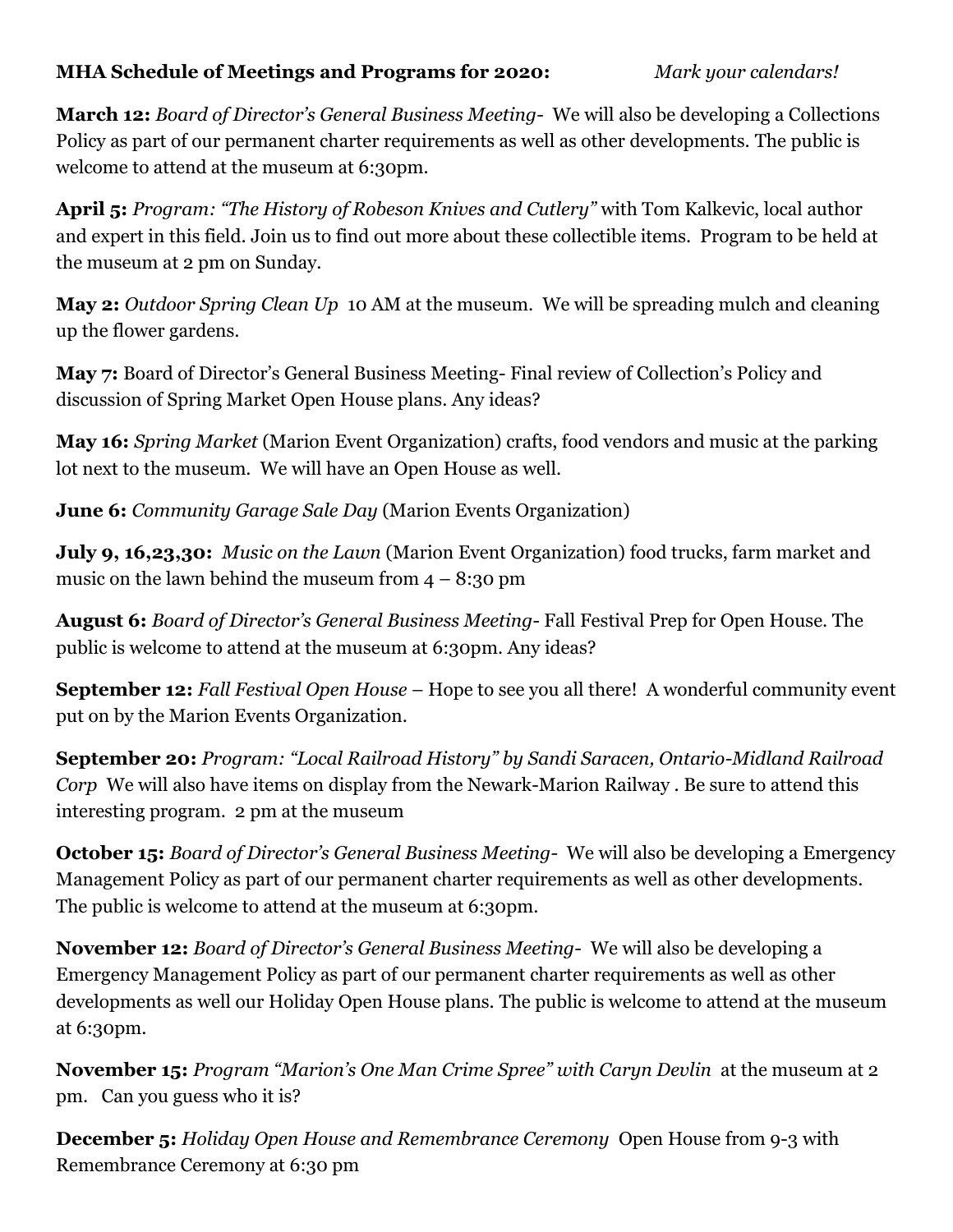**MHA Schedule of Meetings and Programs for 2020:** *Mark your calendars!*

**March 12:** *Board of Director's General Business Meeting-* We will also be developing a Collections Policy as part of our permanent charter requirements as well as other developments. The public is welcome to attend at the museum at 6:30pm.

**April 5:** *Program: "The History of Robeson Knives and Cutlery"* with Tom Kalkevic, local author and expert in this field. Join us to find out more about these collectible items. Program to be held at the museum at 2 pm on Sunday.

**May 2:** *Outdoor Spring Clean Up* 10 AM at the museum. We will be spreading mulch and cleaning up the flower gardens.

**May 7:** Board of Director's General Business Meeting- Final review of Collection's Policy and discussion of Spring Market Open House plans. Any ideas?

**May 16:** *Spring Market* (Marion Event Organization) crafts, food vendors and music at the parking lot next to the museum. We will have an Open House as well.

**June 6:** *Community Garage Sale Day* (Marion Events Organization)

**July 9, 16,23,30:** *Music on the Lawn* (Marion Event Organization) food trucks, farm market and music on the lawn behind the museum from 4 – 8:30 pm

**August 6:** *Board of Director's General Business Meeting-* Fall Festival Prep for Open House. The public is welcome to attend at the museum at 6:30pm. Any ideas?

**September 12:** *Fall Festival Open House* – Hope to see you all there! A wonderful community event put on by the Marion Events Organization.

**September 20:** *Program: "Local Railroad History" by Sandi Saracen, Ontario-Midland Railroad Corp* We will also have items on display from the Newark-Marion Railway . Be sure to attend this interesting program. 2 pm at the museum

**October 15:** *Board of Director's General Business Meeting-* We will also be developing a Emergency Management Policy as part of our permanent charter requirements as well as other developments. The public is welcome to attend at the museum at 6:30pm.

**November 12:** *Board of Director's General Business Meeting-* We will also be developing a Emergency Management Policy as part of our permanent charter requirements as well as other developments as well our Holiday Open House plans. The public is welcome to attend at the museum at 6:30pm.

**November 15:** *Program "Marion's One Man Crime Spree" with Caryn Devlin* at the museum at 2 pm. Can you guess who it is?

**December 5:** *Holiday Open House and Remembrance Ceremony* Open House from 9-3 with Remembrance Ceremony at 6:30 pm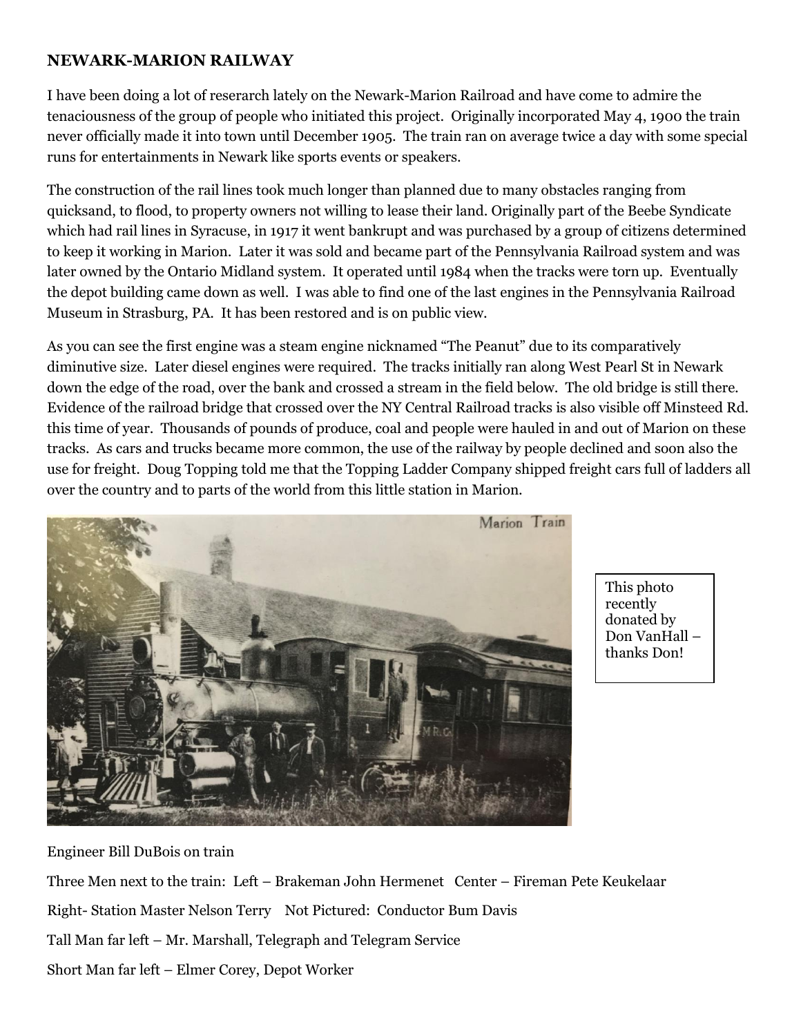**NEWARK-MARION RAILWAY**

I have been doing a lot of reserarch lately on the Newark-Marion Railroad and have come to admire the tenaciousness of the group of people who initiated this project. Originally incorporated May 4, 1900 the train never officially made it into town until December 1905. The train ran on average twice a day with some special runs for entertainments in Newark like sports events or speakers.

The construction of the rail lines took much longer than planned due to many obstacles ranging from quicksand, to flood, to property owners not willing to lease their land. Originally part of the Beebe Syndicate which had rail lines in Syracuse, in 1917 it went bankrupt and was purchased by a group of citizens determined to keep it working in Marion. Later it was sold and became part of the Pennsylvania Railroad system and was later owned by the Ontario Midland system. It operated until 1984 when the tracks were torn up. Eventually the depot building came down as well. I was able to find one of the last engines in the Pennsylvania Railroad Museum in Strasburg, PA. It has been restored and is on public view.

As you can see the first engine was a steam engine nicknamed "The Peanut" due to its comparatively diminutive size. Later diesel engines were required. The tracks initially ran along West Pearl St in Newark down the edge of the road, over the bank and crossed a stream in the field below. The old bridge is still there. Evidence of the railroad bridge that crossed over the NY Central Railroad tracks is also visible off Minsteed Rd. this time of year. Thousands of pounds of produce, coal and people were hauled in and out of Marion on these tracks. As cars and trucks became more common, the use of the railway by people declined and soon also the use for freight. Doug Topping told me that the Topping Ladder Company shipped freight cars full of ladders all over the country and to parts of the world from this little station in Marion.

This photo recently donated by Don VanHall – thanks Don!

Engineer Bill DuBois on train

Three Men next to the train: Left – Brakeman John Hermenet Center – Fireman Pete Keukelaar

Right- Station Master Nelson Terry Not Pictured: Conductor Bum Davis

Tall Man far left – Mr. Marshall, Telegraph and Telegram Service

Short Man far left – Elmer Corey, Depot Worker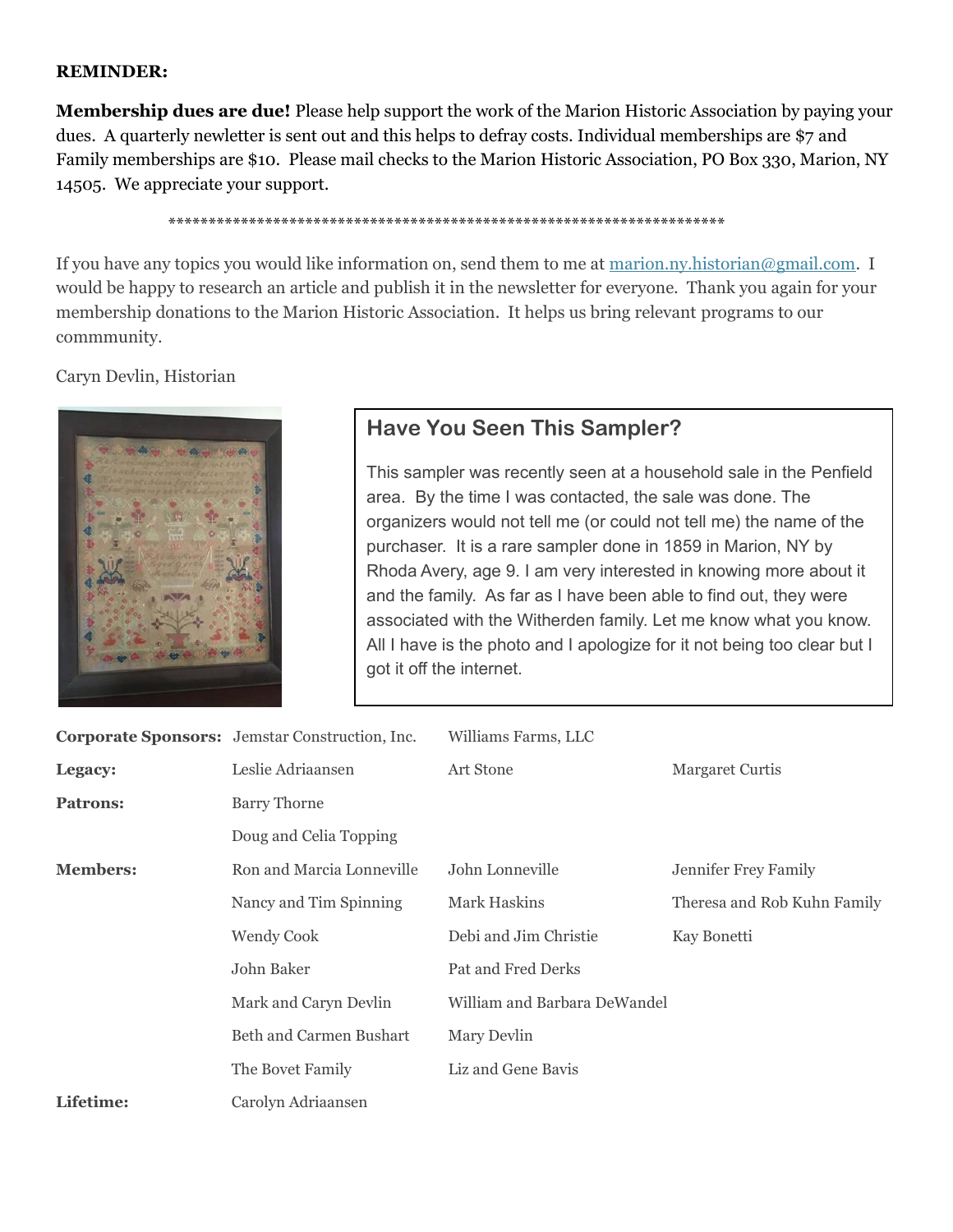**REMINDER:**

**Membership dues are due!** Please help support the work of the Marion Historic Association by paying your dues. A quarterly newletter is sent out and this helps to defray costs. Individual memberships are $7 and Family memberships are $10. Please mail checks to the Marion Historic Association, PO Box 330, Marion, NY 14505. We appreciate your support.

***********************************************************************

If you have any topics you would like information on, send them to me at [marion.ny.historian@gmail.com](mailto:marion.ny.historian@gmail.com). I would be happy to research an article and publish it in the newsletter for everyone. Thank you again for your membership donations to the Marion Historic Association. It helps us bring relevant programs to our commmunity.

Caryn Devlin, Historian

## Have You Seen This Sampler?

This sampler was recently seen at a household sale in the Penfield area. By the time I was contacted, the sale was done. The organizers would not tell me (or could not tell me) the name of the purchaser. It is a rare sampler done in 1859 in Marion, NY by Rhoda Avery, age 9. I am very interested in knowing more about it and the family. As far as I have been able to find out, they were associated with the Witherden family. Let me know what you know. All I have is the photo and I apologize for it not being too clear but I got it off the internet.

| | | | |
|---|---|---|---|
| **Corporate Sponsors:** | Jemstar Construction, Inc. | Williams Farms, LLC | |
| **Legacy:** | Leslie Adriaansen | Art Stone | Margaret Curtis |
| **Patrons:** | Barry Thorne | | |
| | Doug and Celia Topping | | |
| **Members:** | Ron and Marcia Lonneville | John Lonneville | Jennifer Frey Family |
| | Nancy and Tim Spinning | Mark Haskins | Theresa and Rob Kuhn Family |
| | Wendy Cook | Debi and Jim Christie | Kay Bonetti |
| | John Baker | Pat and Fred Derks | |
| | Mark and Caryn Devlin | William and Barbara DeWandel | |
| | Beth and Carmen Bushart | Mary Devlin | |
| | The Bovet Family | Liz and Gene Bavis | |
| **Lifetime:** | Carolyn Adriaansen | | |